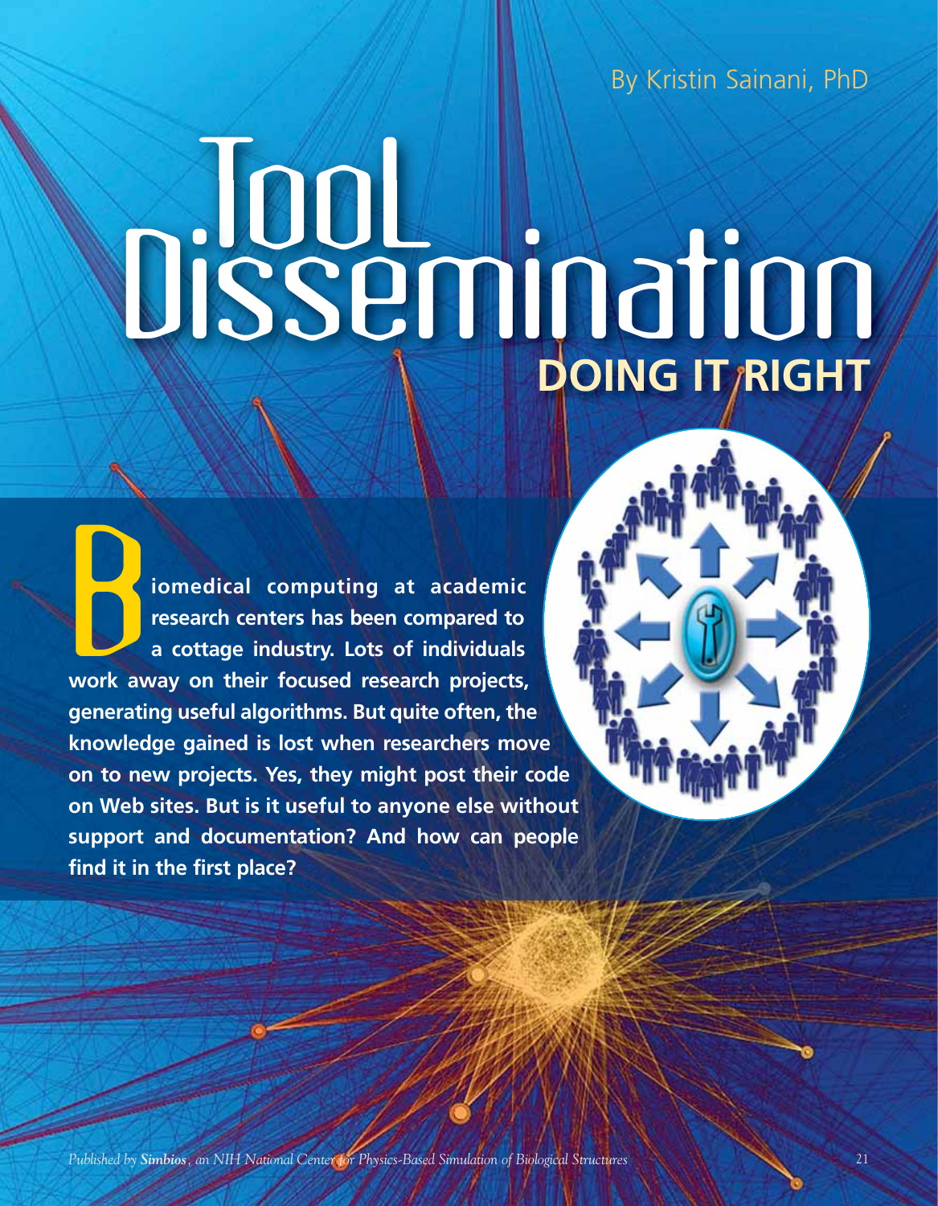By Kristin Sainani, PhD

# Tool Dissemination

## DOING IT RIGHT

**Biomedical computing at academic research centers has been compared to a cottage industry. Lots of individuals work away on their focused research projects, generating useful algorithms. But quite often, the knowledge gained is lost when researchers move on to new projects. Yes, they might post their code on Web sites. But is it useful to anyone else without support and documentation? And how can people find it in the first place?**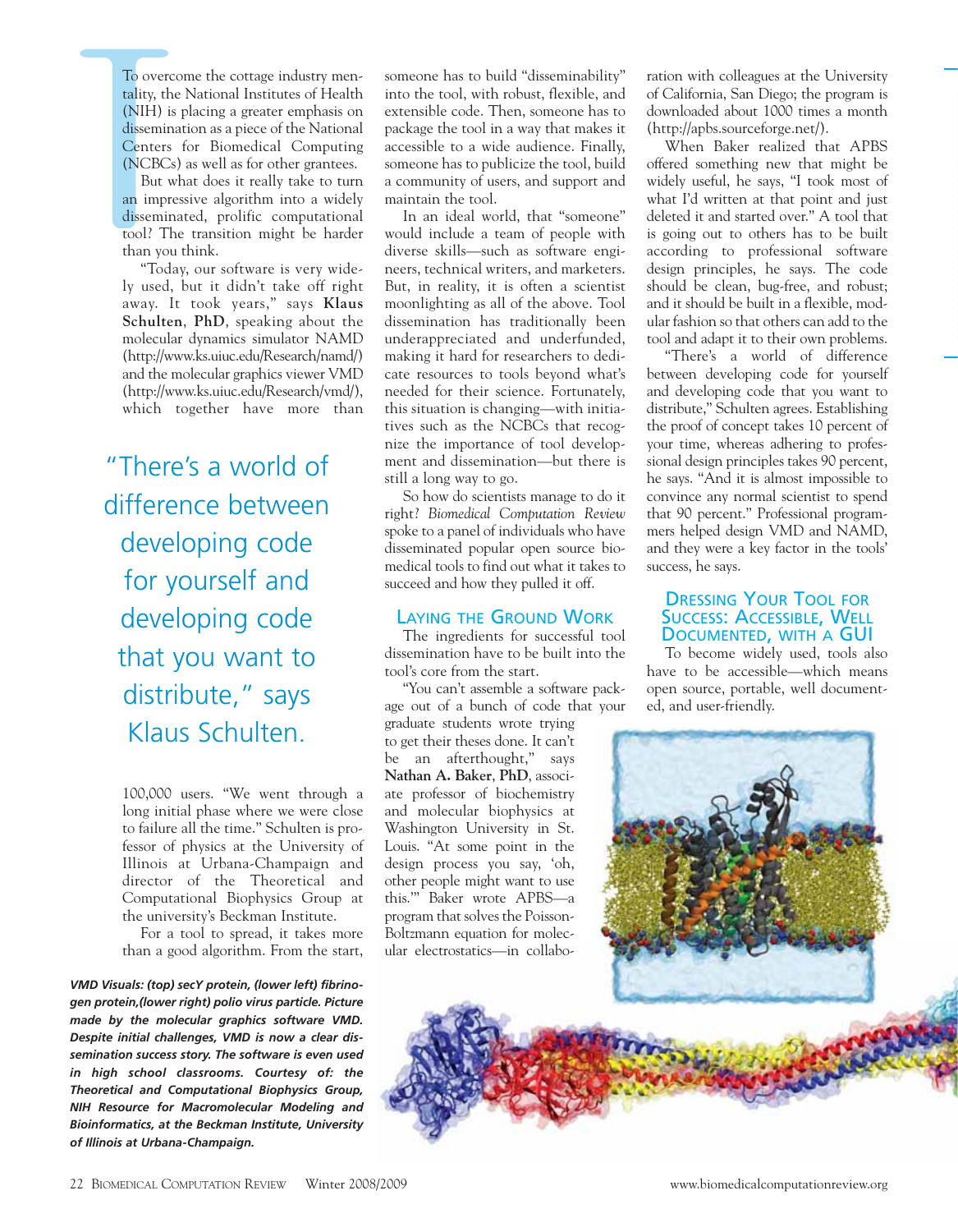To overcome the cottage industry mentality, the National Institutes of Health (NIH) is placing a greater emphasis on dissemination as a piece of the National Centers for Biomedical Computing (NCBCs) as well as for other grantees.

But what does it really take to turn an impressive algorithm into a widely disseminated, prolific computational tool? The transition might be harder than you think.

"Today, our software is very widely used, but it didn't take off right away. It took years," says **Klaus Schulten, PhD**, speaking about the molecular dynamics simulator NAMD (http://www.ks.uiuc.edu/Research/namd/) and the molecular graphics viewer VMD (http://www.ks.uiuc.edu/Research/vmd/), which together have more than 100,000 users. "We went through a long initial phase where we were close to failure all the time." Schulten is professor of physics at the University of Illinois at Urbana-Champaign and director of the Theoretical and Computational Biophysics Group at the university's Beckman Institute.

> "There's a world of difference between developing code for yourself and developing code that you want to distribute," says Klaus Schulten.

For a tool to spread, it takes more than a good algorithm. From the start, someone has to build "disseminability" into the tool, with robust, flexible, and extensible code. Then, someone has to package the tool in a way that makes it accessible to a wide audience. Finally, someone has to publicize the tool, build a community of users, and support and maintain the tool.

In an ideal world, that "someone" would include a team of people with diverse skills—such as software engineers, technical writers, and marketers. But, in reality, it is often a scientist moonlighting as all of the above. Tool dissemination has traditionally been underappreciated and underfunded, making it hard for researchers to dedicate resources to tools beyond what's needed for their science. Fortunately, this situation is changing—with initiatives such as the NCBCs that recognize the importance of tool development and dissemination—but there is still a long way to go.

So how do scientists manage to do it right? *Biomedical Computation Review* spoke to a panel of individuals who have disseminated popular open source biomedical tools to find out what it takes to succeed and how they pulled it off.

## Laying the Ground Work

The ingredients for successful tool dissemination have to be built into the tool's core from the start.

"You can't assemble a software package out of a bunch of code that your graduate students wrote trying to get their theses done. It can't be an afterthought," says **Nathan A. Baker, PhD**, associate professor of biochemistry and molecular biophysics at Washington University in St. Louis. "At some point in the design process you say, 'oh, other people might want to use this.'" Baker wrote APBS—a program that solves the Poisson-Boltzmann equation for molecular electrostatics—in collaboration with colleagues at the University of California, San Diego; the program is downloaded about 1000 times a month (http://apbs.sourceforge.net/).

When Baker realized that APBS offered something new that might be widely useful, he says, "I took most of what I'd written at that point and just deleted it and started over." A tool that is going out to others has to be built according to professional software design principles, he says. The code should be clean, bug-free, and robust; and it should be built in a flexible, modular fashion so that others can add to the tool and adapt it to their own problems.

"There's a world of difference between developing code for yourself and developing code that you want to distribute," Schulten agrees. Establishing the proof of concept takes 10 percent of your time, whereas adhering to professional design principles takes 90 percent, he says. "And it is almost impossible to convince any normal scientist to spend that 90 percent." Professional programmers helped design VMD and NAMD, and they were a key factor in the tools' success, he says.

## Dressing Your Tool for Success: Accessible, Well Documented, with a GUI

To become widely used, tools also have to be accessible—which means open source, portable, well documented, and user-friendly.

***VMD Visuals: (top) secY protein, (lower left) fibrinogen protein,(lower right) polio virus particle. Picture made by the molecular graphics software VMD. Despite initial challenges, VMD is now a clear dissemination success story. The software is even used in high school classrooms. Courtesy of: the Theoretical and Computational Biophysics Group, NIH Resource for Macromolecular Modeling and Bioinformatics, at the Beckman Institute, University of Illinois at Urbana-Champaign.***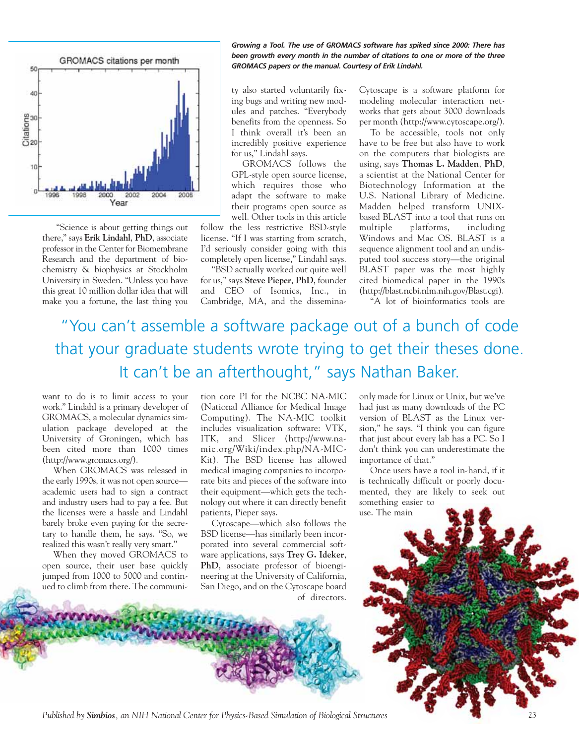*Growing a Tool. The use of GROMACS software has spiked since 2000: There has been growth every month in the number of citations to one or more of the three GROMACS papers or the manual. Courtesy of Erik Lindahl.*

"Science is about getting things out there," says **Erik Lindahl, PhD**, associate professor in the Center for Biomembrane Research and the department of biochemistry & biophysics at Stockholm University in Sweden. "Unless you have this great 10 million dollar idea that will make you a fortune, the last thing you want to do is to limit access to your work." Lindahl is a primary developer of GROMACS, a molecular dynamics simulation package developed at the University of Groningen, which has been cited more than 1000 times (http://www.gromacs.org/).

When GROMACS was released in the early 1990s, it was not open source—academic users had to sign a contract and industry users had to pay a fee. But the licenses were a hassle and Lindahl barely broke even paying for the secretary to handle them, he says. "So, we realized this wasn't really very smart."

When they moved GROMACS to open source, their user base quickly jumped from 1000 to 5000 and continued to climb from there. The community also started voluntarily fixing bugs and writing new modules and patches. "Everybody benefits from the openness. So I think overall it's been an incredibly positive experience for us," Lindahl says.

GROMACS follows the GPL-style open source license, which requires those who adapt the software to make their programs open source as well. Other tools in this article follow the less restrictive BSD-style license. "If I was starting from scratch, I'd seriously consider going with this completely open license," Lindahl says.

"BSD actually worked out quite well for us," says **Steve Pieper, PhD**, founder and CEO of Isomics, Inc., in Cambridge, MA, and the dissemination core PI for the NCBC NA-MIC (National Alliance for Medical Image Computing). The NA-MIC toolkit includes visualization software: VTK, ITK, and Slicer (http://www.na-mic.org/Wiki/index.php/NA-MIC-Kit). The BSD license has allowed medical imaging companies to incorporate bits and pieces of the software into their equipment—which gets the technology out where it can directly benefit patients, Pieper says.

Cytoscape—which also follows the BSD license—has similarly been incorporated into several commercial software applications, says **Trey G. Ideker, PhD**, associate professor of bioengineering at the University of California, San Diego, and on the Cytoscape board of directors. Cytoscape is a software platform for modeling molecular interaction networks that gets about 3000 downloads per month (http://www.cytoscape.org/).

To be accessible, tools not only have to be free but also have to work on the computers that biologists are using, says **Thomas L. Madden, PhD**, a scientist at the National Center for Biotechnology Information at the U.S. National Library of Medicine. Madden helped transform UNIX-based BLAST into a tool that runs on multiple platforms, including Windows and Mac OS. BLAST is a sequence alignment tool and an undisputed tool success story—the original BLAST paper was the most highly cited biomedical paper in the 1990s (http://blast.ncbi.nlm.nih.gov/Blast.cgi).

"A lot of bioinformatics tools are only made for Linux or Unix, but we've had just as many downloads of the PC version of BLAST as the Linux version," he says. "I think you can figure that just about every lab has a PC. So I don't think you can underestimate the importance of that."

Once users have a tool in-hand, if it is technically difficult or poorly documented, they are likely to seek out something easier to use. The main

> "You can't assemble a software package out of a bunch of code that your graduate students wrote trying to get their theses done. It can't be an afterthought," says Nathan Baker.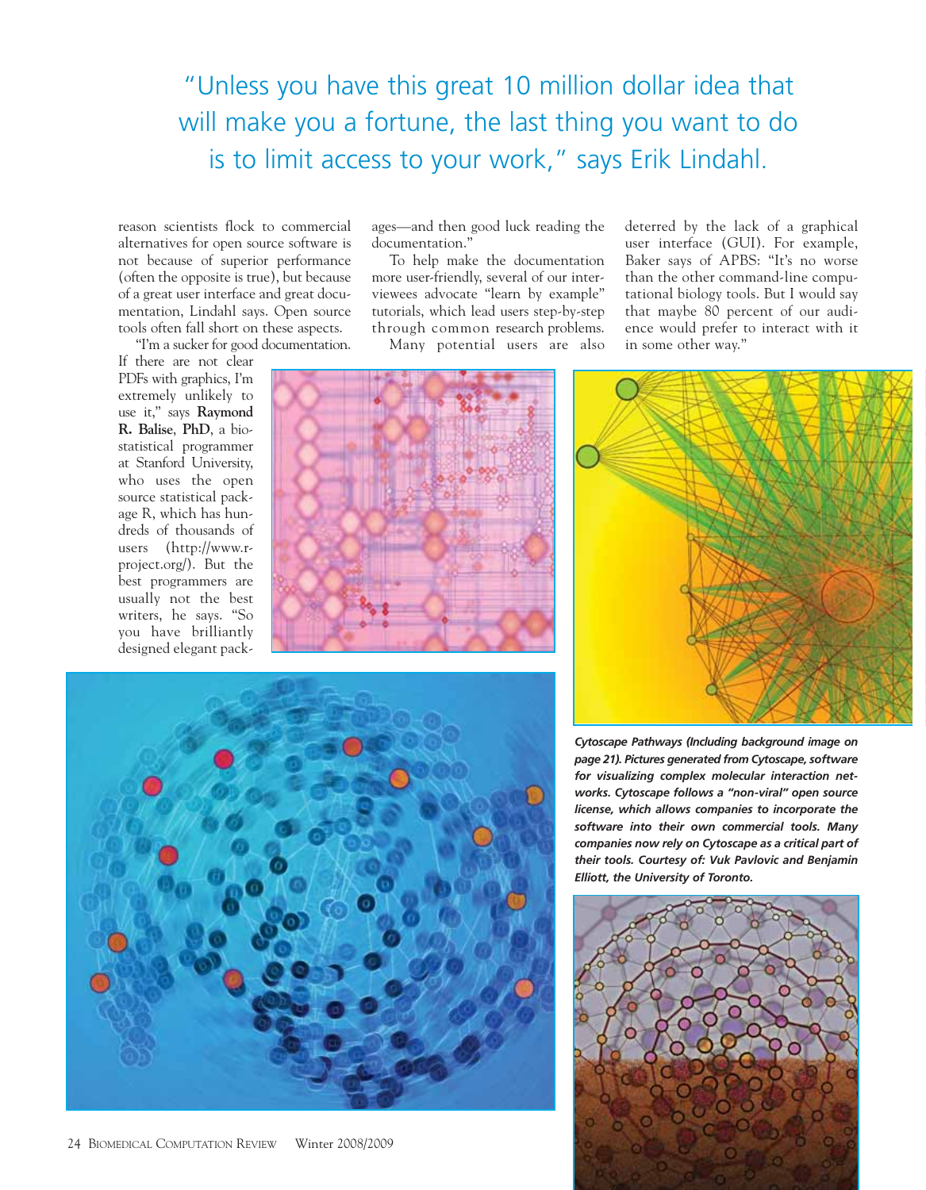"Unless you have this great 10 million dollar idea that will make you a fortune, the last thing you want to do is to limit access to your work," says Erik Lindahl.

reason scientists flock to commercial alternatives for open source software is not because of superior performance (often the opposite is true), but because of a great user interface and great documentation, Lindahl says. Open source tools often fall short on these aspects.

"I'm a sucker for good documentation. If there are not clear PDFs with graphics, I'm extremely unlikely to use it," says **Raymond R. Balise**, **PhD**, a biostatistical programmer at Stanford University, who uses the open source statistical package R, which has hundreds of thousands of users (http://www.r-project.org/). But the best programmers are usually not the best writers, he says. "So you have brilliantly designed elegant packages—and then good luck reading the documentation."

To help make the documentation more user-friendly, several of our interviewees advocate "learn by example" tutorials, which lead users step-by-step through common research problems.

Many potential users are also deterred by the lack of a graphical user interface (GUI). For example, Baker says of APBS: "It's no worse than the other command-line computational biology tools. But I would say that maybe 80 percent of our audience would prefer to interact with it in some other way."

***Cytoscape Pathways (Including background image on page 21). Pictures generated from Cytoscape, software for visualizing complex molecular interaction networks. Cytoscape follows a "non-viral" open source license, which allows companies to incorporate the software into their own commercial tools. Many companies now rely on Cytoscape as a critical part of their tools. Courtesy of: Vuk Pavlovic and Benjamin Elliott, the University of Toronto.***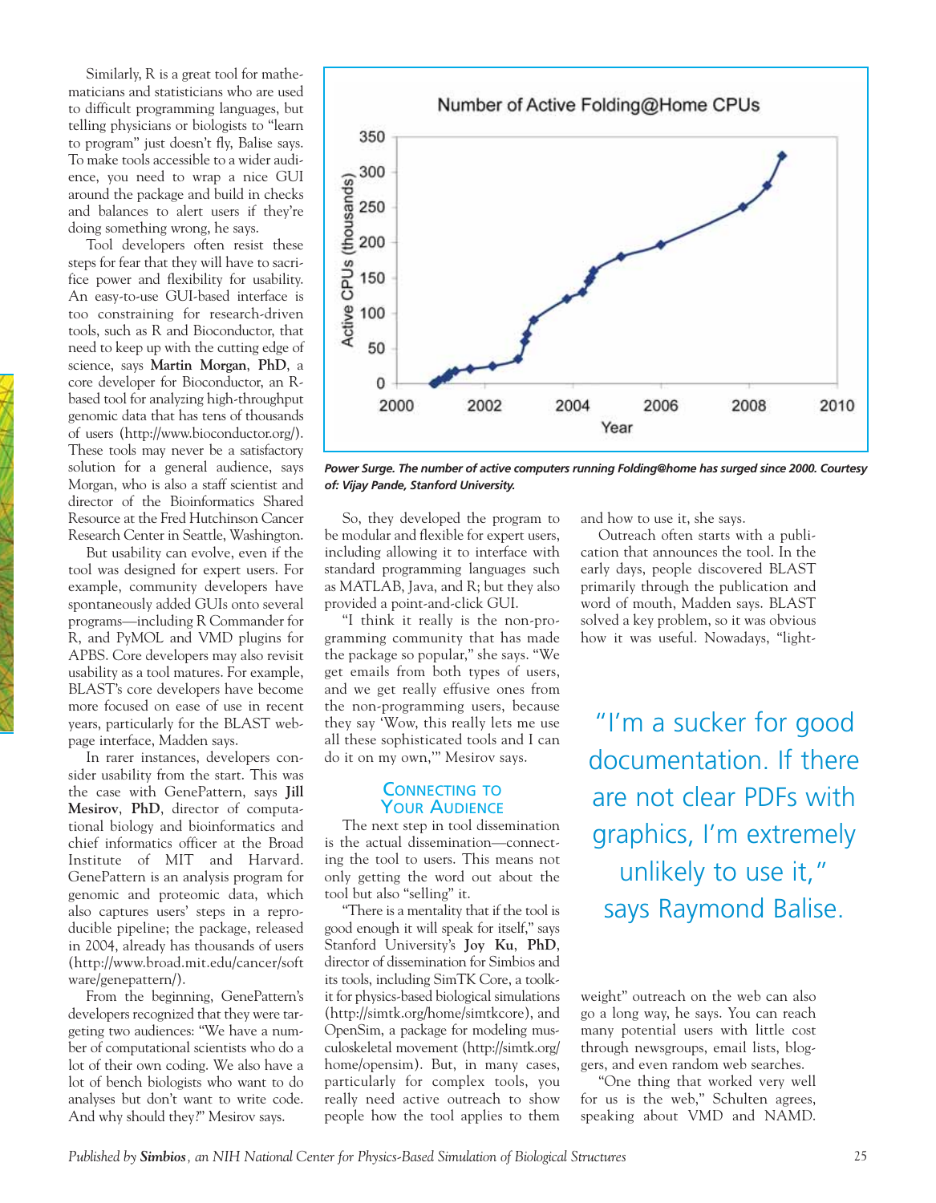Similarly, R is a great tool for mathematicians and statisticians who are used to difficult programming languages, but telling physicians or biologists to "learn to program" just doesn't fly, Balise says. To make tools accessible to a wider audience, you need to wrap a nice GUI around the package and build in checks and balances to alert users if they're doing something wrong, he says.

Tool developers often resist these steps for fear that they will have to sacrifice power and flexibility for usability. An easy-to-use GUI-based interface is too constraining for research-driven tools, such as R and Bioconductor, that need to keep up with the cutting edge of science, says **Martin Morgan**, **PhD**, a core developer for Bioconductor, an R-based tool for analyzing high-throughput genomic data that has tens of thousands of users (http://www.bioconductor.org/). These tools may never be a satisfactory solution for a general audience, says Morgan, who is also a staff scientist and director of the Bioinformatics Shared Resource at the Fred Hutchinson Cancer Research Center in Seattle, Washington.

But usability can evolve, even if the tool was designed for expert users. For example, community developers have spontaneously added GUIs onto several programs—including R Commander for R, and PyMOL and VMD plugins for APBS. Core developers may also revisit usability as a tool matures. For example, BLAST's core developers have become more focused on ease of use in recent years, particularly for the BLAST webpage interface, Madden says.

In rarer instances, developers consider usability from the start. This was the case with GenePattern, says **Jill Mesirov**, **PhD**, director of computational biology and bioinformatics and chief informatics officer at the Broad Institute of MIT and Harvard. GenePattern is an analysis program for genomic and proteomic data, which also captures users' steps in a reproducible pipeline; the package, released in 2004, already has thousands of users (http://www.broad.mit.edu/cancer/software/genepattern/).

From the beginning, GenePattern's developers recognized that they were targeting two audiences: "We have a number of computational scientists who do a lot of their own coding. We also have a lot of bench biologists who want to do analyses but don't want to write code. And why should they?" Mesirov says.

*Power Surge. The number of active computers running Folding@home has surged since 2000. Courtesy of: Vijay Pande, Stanford University.*

So, they developed the program to be modular and flexible for expert users, including allowing it to interface with standard programming languages such as MATLAB, Java, and R; but they also provided a point-and-click GUI.

"I think it really is the non-programming community that has made the package so popular," she says. "We get emails from both types of users, and we get really effusive ones from the non-programming users, because they say 'Wow, this really lets me use all these sophisticated tools and I can do it on my own,'" Mesirov says.

## Connecting to Your Audience

The next step in tool dissemination is the actual dissemination—connecting the tool to users. This means not only getting the word out about the tool but also "selling" it.

"There is a mentality that if the tool is good enough it will speak for itself," says Stanford University's **Joy Ku**, **PhD**, director of dissemination for Simbios and its tools, including SimTK Core, a toolkit for physics-based biological simulations (http://simtk.org/home/simtkcore), and OpenSim, a package for modeling musculoskeletal movement (http://simtk.org/home/opensim). But, in many cases, particularly for complex tools, you really need active outreach to show people how the tool applies to them and how to use it, she says.

Outreach often starts with a publication that announces the tool. In the early days, people discovered BLAST primarily through the publication and word of mouth, Madden says. BLAST solved a key problem, so it was obvious how it was useful. Nowadays, "lightweight" outreach on the web can also go a long way, he says. You can reach many potential users with little cost through newsgroups, email lists, bloggers, and even random web searches.

> "I'm a sucker for good documentation. If there are not clear PDFs with graphics, I'm extremely unlikely to use it," says Raymond Balise.

"One thing that worked very well for us is the web," Schulten agrees, speaking about VMD and NAMD.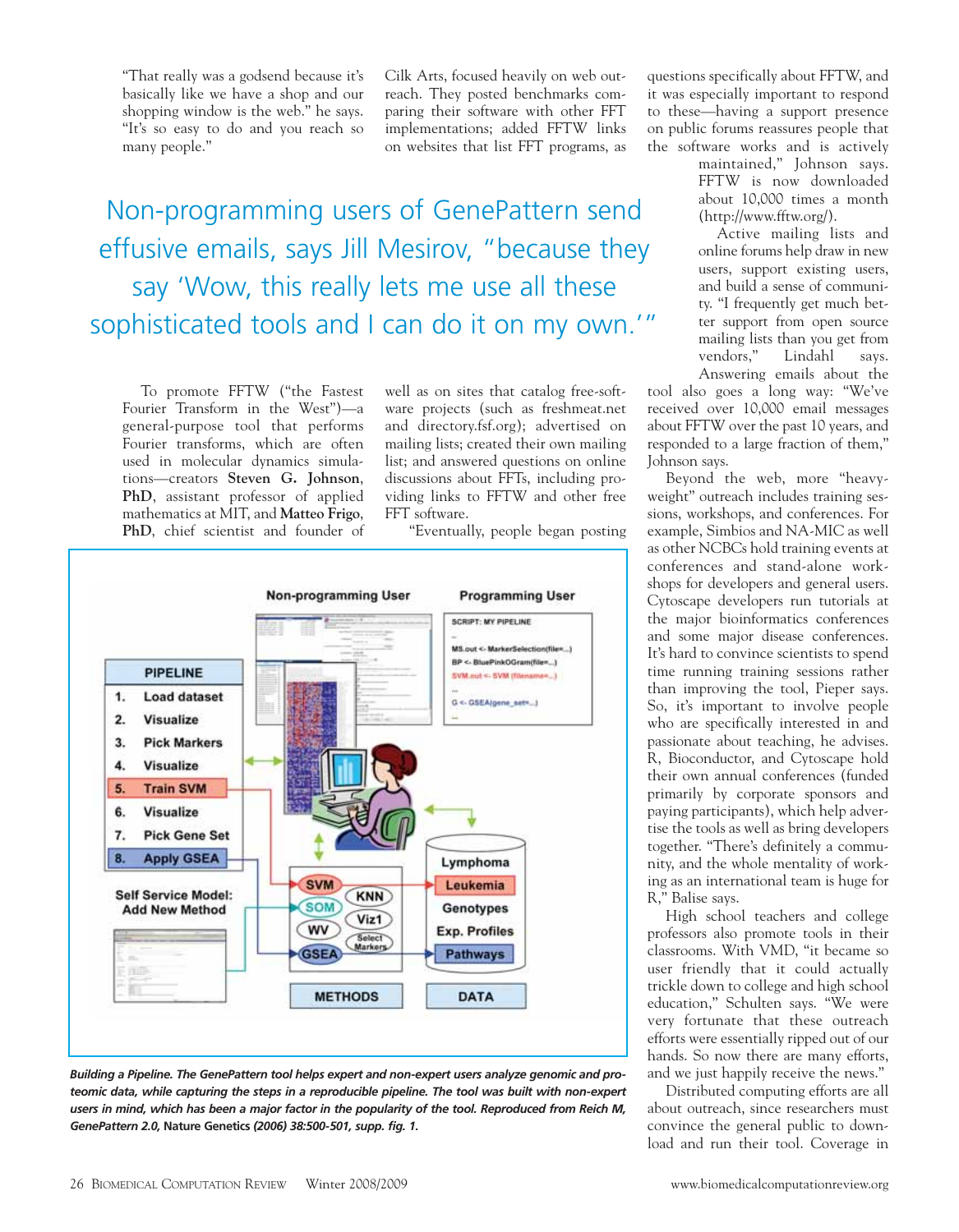"That really was a godsend because it's basically like we have a shop and our shopping window is the web." he says. "It's so easy to do and you reach so many people."

> Non-programming users of GenePattern send effusive emails, says Jill Mesirov, "because they say 'Wow, this really lets me use all these sophisticated tools and I can do it on my own.'"

To promote FFTW ("the Fastest Fourier Transform in the West")—a general-purpose tool that performs Fourier transforms, which are often used in molecular dynamics simulations—creators **Steven G. Johnson, PhD**, assistant professor of applied mathematics at MIT, and **Matteo Frigo, PhD**, chief scientist and founder of Cilk Arts, focused heavily on web outreach. They posted benchmarks comparing their software with other FFT implementations; added FFTW links on websites that list FFT programs, as well as on sites that catalog free-software projects (such as freshmeat.net and directory.fsf.org); advertised on mailing lists; created their own mailing list; and answered questions on online discussions about FFTs, including providing links to FFTW and other free FFT software.

"Eventually, people began posting questions specifically about FFTW, and it was especially important to respond to these—having a support presence on public forums reassures people that the software works and is actively maintained," Johnson says. FFTW is now downloaded about 10,000 times a month (http://www.fftw.org/).

Active mailing lists and online forums help draw in new users, support existing users, and build a sense of community. "I frequently get much better support from open source mailing lists than you get from vendors," Lindahl says. Answering emails about the tool also goes a long way: "We've received over 10,000 email messages about FFTW over the past 10 years, and responded to a large fraction of them," Johnson says.

Beyond the web, more "heavy-weight" outreach includes training sessions, workshops, and conferences. For example, Simbios and NA-MIC as well as other NCBCs hold training events at conferences and stand-alone workshops for developers and general users. Cytoscape developers run tutorials at the major bioinformatics conferences and some major disease conferences. It's hard to convince scientists to spend time running training sessions rather than improving the tool, Pieper says. So, it's important to involve people who are specifically interested in and passionate about teaching, he advises. R, Bioconductor, and Cytoscape hold their own annual conferences (funded primarily by corporate sponsors and paying participants), which help advertise the tools as well as bring developers together. "There's definitely a community, and the whole mentality of working as an international team is huge for R," Balise says.

High school teachers and college professors also promote tools in their classrooms. With VMD, "it became so user friendly that it could actually trickle down to college and high school education," Schulten says. "We were very fortunate that these outreach efforts were essentially ripped out of our hands. So now there are many efforts, and we just happily receive the news."

Distributed computing efforts are all about outreach, since researchers must convince the general public to download and run their tool. Coverage in

***Building a Pipeline.** The GenePattern tool helps expert and non-expert users analyze genomic and proteomic data, while capturing the steps in a reproducible pipeline. The tool was built with non-expert users in mind, which has been a major factor in the popularity of the tool. Reproduced from Reich M, GenePattern 2.0,* Nature Genetics *(2006) 38:500-501, supp. fig. 1.*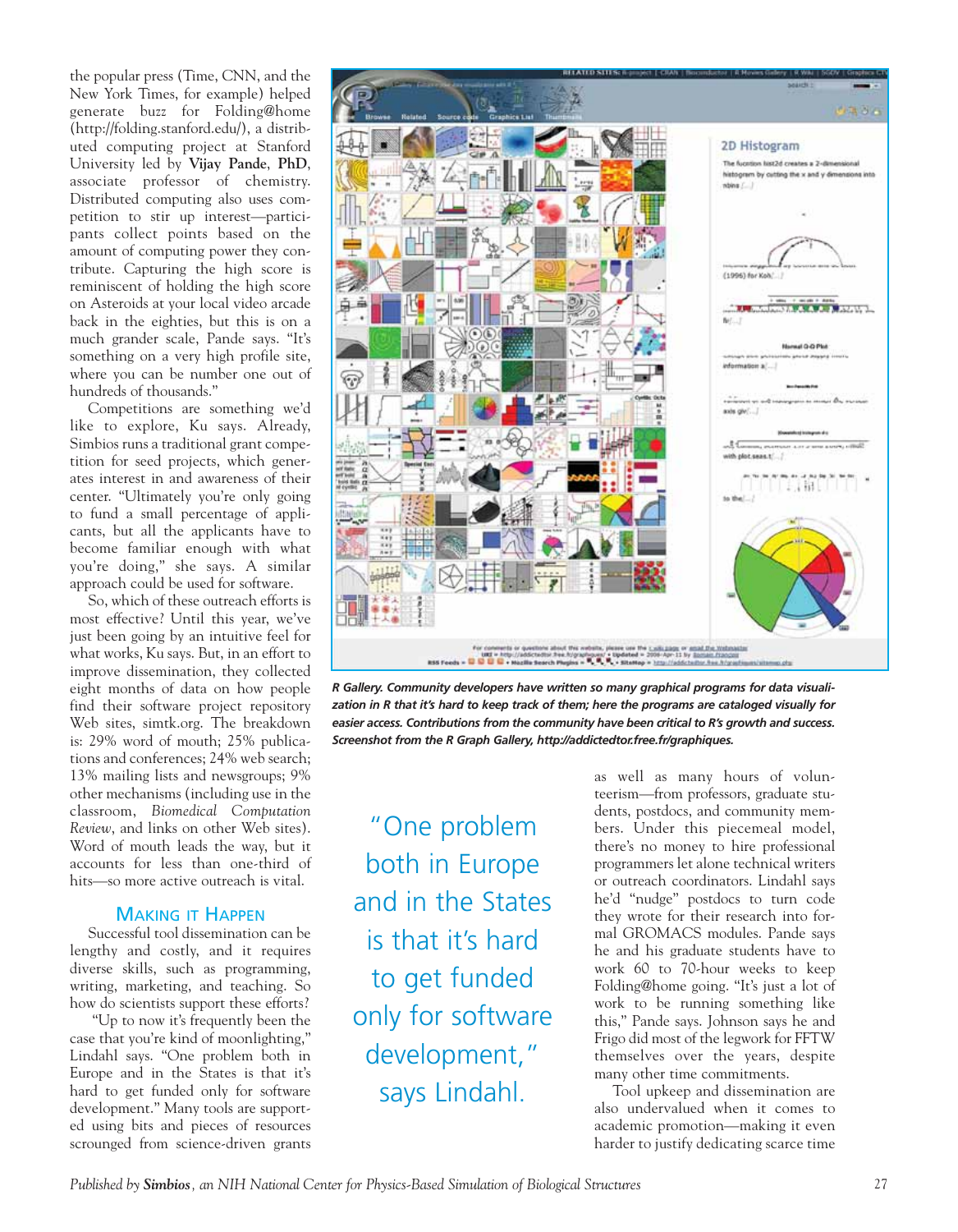the popular press (Time, CNN, and the New York Times, for example) helped generate buzz for Folding@home (http://folding.stanford.edu/), a distributed computing project at Stanford University led by **Vijay Pande, PhD**, associate professor of chemistry. Distributed computing also uses competition to stir up interest—participants collect points based on the amount of computing power they contribute. Capturing the high score is reminiscent of holding the high score on Asteroids at your local video arcade back in the eighties, but this is on a much grander scale, Pande says. "It's something on a very high profile site, where you can be number one out of hundreds of thousands."

Competitions are something we'd like to explore, Ku says. Already, Simbios runs a traditional grant competition for seed projects, which generates interest in and awareness of their center. "Ultimately you're only going to fund a small percentage of applicants, but all the applicants have to become familiar enough with what you're doing," she says. A similar approach could be used for software.

So, which of these outreach efforts is most effective? Until this year, we've just been going by an intuitive feel for what works, Ku says. But, in an effort to improve dissemination, they collected eight months of data on how people find their software project repository Web sites, simtk.org. The breakdown is: 29% word of mouth; 25% publications and conferences; 24% web search; 13% mailing lists and newsgroups; 9% other mechanisms (including use in the classroom, *Biomedical Computation Review*, and links on other Web sites). Word of mouth leads the way, but it accounts for less than one-third of hits—so more active outreach is vital.

## Making it Happen

Successful tool dissemination can be lengthy and costly, and it requires diverse skills, such as programming, writing, marketing, and teaching. So how do scientists support these efforts?

"Up to now it's frequently been the case that you're kind of moonlighting," Lindahl says. "One problem both in Europe and in the States is that it's hard to get funded only for software development." Many tools are supported using bits and pieces of resources scrounged from science-driven grants as well as many hours of volunteerism—from professors, graduate students, postdocs, and community members. Under this piecemeal model, there's no money to hire professional programmers let alone technical writers or outreach coordinators. Lindahl says he'd "nudge" postdocs to turn code they wrote for their research into formal GROMACS modules. Pande says he and his graduate students have to work 60 to 70-hour weeks to keep Folding@home going. "It's just a lot of work to be running something like this," Pande says. Johnson says he and Frigo did most of the legwork for FFTW themselves over the years, despite many other time commitments.

Tool upkeep and dissemination are also undervalued when it comes to academic promotion—making it even harder to justify dedicating scarce time

**"One problem both in Europe and in the States is that it's hard to get funded only for software development," says Lindahl.**

***R Gallery. Community developers have written so many graphical programs for data visualization in R that it's hard to keep track of them; here the programs are cataloged visually for easier access. Contributions from the community have been critical to R's growth and success. Screenshot from the R Graph Gallery, http://addictedtor.free.fr/graphiques.***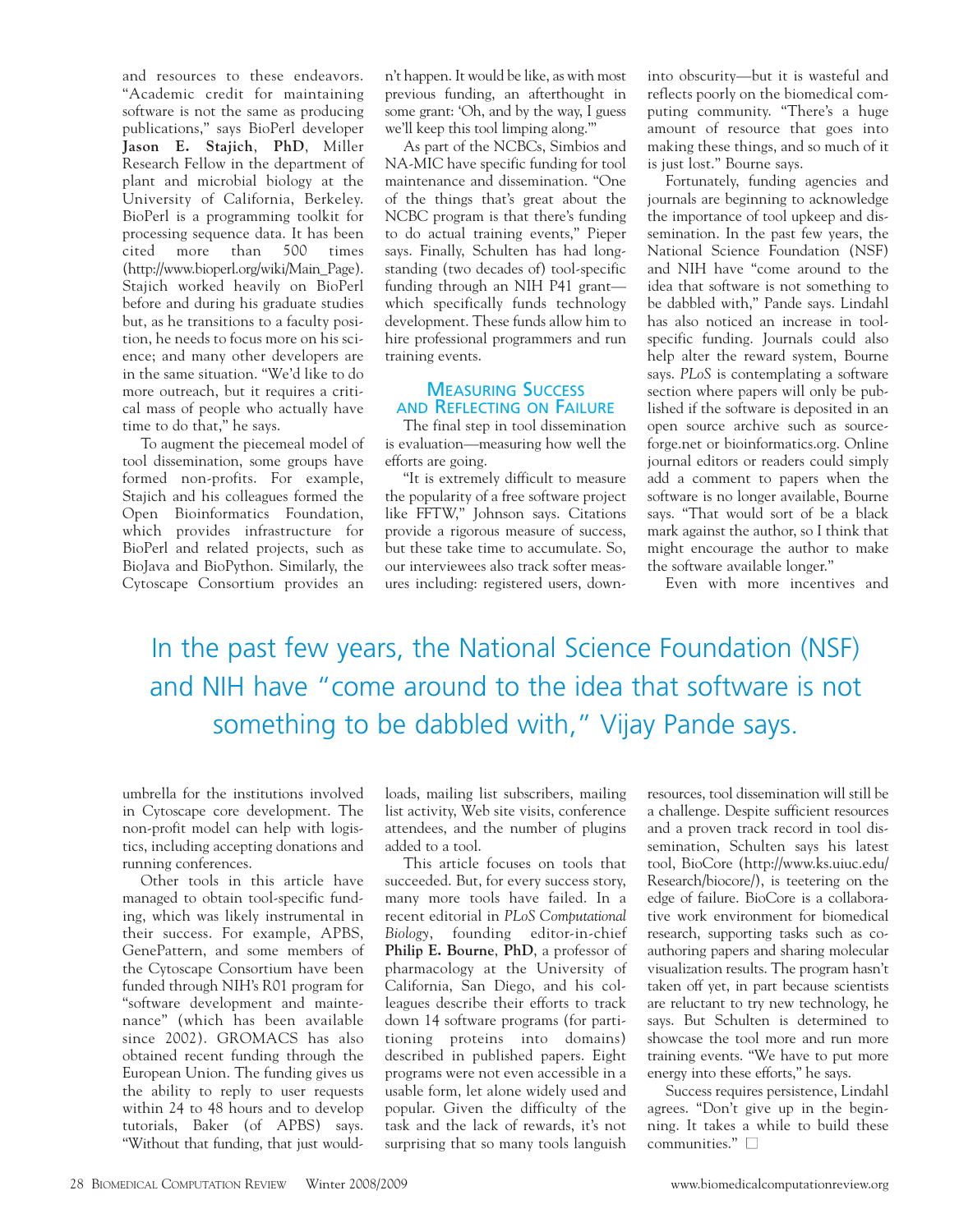and resources to these endeavors. "Academic credit for maintaining software is not the same as producing publications," says BioPerl developer **Jason E. Stajich, PhD**, Miller Research Fellow in the department of plant and microbial biology at the University of California, Berkeley. BioPerl is a programming toolkit for processing sequence data. It has been cited more than 500 times (http://www.bioperl.org/wiki/Main_Page). Stajich worked heavily on BioPerl before and during his graduate studies but, as he transitions to a faculty position, he needs to focus more on his science; and many other developers are in the same situation. "We'd like to do more outreach, but it requires a critical mass of people who actually have time to do that," he says.

To augment the piecemeal model of tool dissemination, some groups have formed non-profits. For example, Stajich and his colleagues formed the Open Bioinformatics Foundation, which provides infrastructure for BioPerl and related projects, such as BioJava and BioPython. Similarly, the Cytoscape Consortium provides an umbrella for the institutions involved in Cytoscape core development. The non-profit model can help with logistics, including accepting donations and running conferences.

Other tools in this article have managed to obtain tool-specific funding, which was likely instrumental in their success. For example, APBS, GenePattern, and some members of the Cytoscape Consortium have been funded through NIH's R01 program for "software development and maintenance" (which has been available since 2002). GROMACS has also obtained recent funding through the European Union. The funding gives us the ability to reply to user requests within 24 to 48 hours and to develop tutorials, Baker (of APBS) says. "Without that funding, that just wouldn't happen. It would be like, as with most previous funding, an afterthought in some grant: 'Oh, and by the way, I guess we'll keep this tool limping along.'"

As part of the NCBCs, Simbios and NA-MIC have specific funding for tool maintenance and dissemination. "One of the things that's great about the NCBC program is that there's funding to do actual training events," Pieper says. Finally, Schulten has had longstanding (two decades of) tool-specific funding through an NIH P41 grant—which specifically funds technology development. These funds allow him to hire professional programmers and run training events.

## Measuring Success and Reflecting on Failure

The final step in tool dissemination is evaluation—measuring how well the efforts are going.

"It is extremely difficult to measure the popularity of a free software project like FFTW," Johnson says. Citations provide a rigorous measure of success, but these take time to accumulate. So, our interviewees also track softer measures including: registered users, downloads, mailing list subscribers, mailing list activity, Web site visits, conference attendees, and the number of plugins added to a tool.

This article focuses on tools that succeeded. But, for every success story, many more tools have failed. In a recent editorial in *PLoS Computational Biology*, founding editor-in-chief **Philip E. Bourne, PhD**, a professor of pharmacology at the University of California, San Diego, and his colleagues describe their efforts to track down 14 software programs (for partitioning proteins into domains) described in published papers. Eight programs were not even accessible in a usable form, let alone widely used and popular. Given the difficulty of the task and the lack of rewards, it's not surprising that so many tools languish into obscurity—but it is wasteful and reflects poorly on the biomedical computing community. "There's a huge amount of resource that goes into making these things, and so much of it is just lost." Bourne says.

Fortunately, funding agencies and journals are beginning to acknowledge the importance of tool upkeep and dissemination. In the past few years, the National Science Foundation (NSF) and NIH have "come around to the idea that software is not something to be dabbled with," Pande says. Lindahl has also noticed an increase in tool-specific funding. Journals could also help alter the reward system, Bourne says. *PLoS* is contemplating a software section where papers will only be published if the software is deposited in an open source archive such as sourceforge.net or bioinformatics.org. Online journal editors or readers could simply add a comment to papers when the software is no longer available, Bourne says. "That would sort of be a black mark against the author, so I think that might encourage the author to make the software available longer."

> In the past few years, the National Science Foundation (NSF) and NIH have "come around to the idea that software is not something to be dabbled with," Vijay Pande says.

Even with more incentives and resources, tool dissemination will still be a challenge. Despite sufficient resources and a proven track record in tool dissemination, Schulten says his latest tool, BioCore (http://www.ks.uiuc.edu/Research/biocore/), is teetering on the edge of failure. BioCore is a collaborative work environment for biomedical research, supporting tasks such as co-authoring papers and sharing molecular visualization results. The program hasn't taken off yet, in part because scientists are reluctant to try new technology, he says. But Schulten is determined to showcase the tool more and run more training events. "We have to put more energy into these efforts," he says.

Success requires persistence, Lindahl agrees. "Don't give up in the beginning. It takes a while to build these communities." □